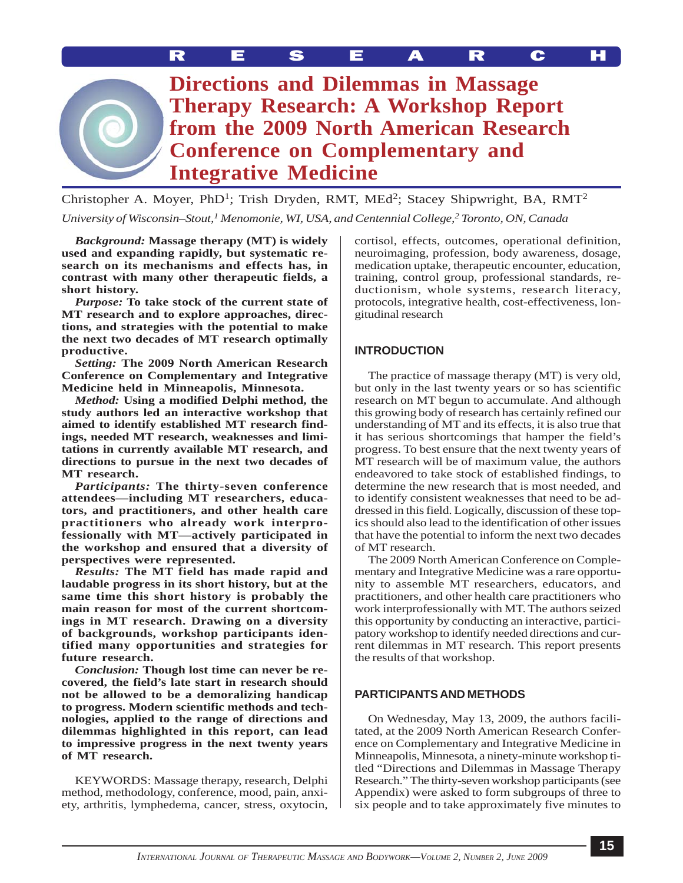RESEARCH

# Directions and Dilemmas in Massage Therapy Research: A Workshop Report from the 2009 North American Research Conference on Complementary and Integrative Medicine

Christopher A. Moyer, PhD[1]; Trish Dryden, RMT, MEd[2]; Stacey Shipwright, BA, RMT[2]

*University of Wisconsin–Stout,[1] Menomonie, WI, USA, and Centennial College,[2] Toronto, ON, Canada*

***Background:*** **Massage therapy (MT) is widely used and expanding rapidly, but systematic research on its mechanisms and effects has, in contrast with many other therapeutic fields, a short history.**

***Purpose:*** **To take stock of the current state of MT research and to explore approaches, directions, and strategies with the potential to make the next two decades of MT research optimally productive.**

***Setting:*** **The 2009 North American Research Conference on Complementary and Integrative Medicine held in Minneapolis, Minnesota.**

***Method:*** **Using a modified Delphi method, the study authors led an interactive workshop that aimed to identify established MT research findings, needed MT research, weaknesses and limitations in currently available MT research, and directions to pursue in the next two decades of MT research.**

***Participants:*** **The thirty-seven conference attendees—including MT researchers, educators, and practitioners, and other health care practitioners who already work interprofessionally with MT—actively participated in the workshop and ensured that a diversity of perspectives were represented.**

***Results:*** **The MT field has made rapid and laudable progress in its short history, but at the same time this short history is probably the main reason for most of the current shortcomings in MT research. Drawing on a diversity of backgrounds, workshop participants identified many opportunities and strategies for future research.**

***Conclusion:*** **Though lost time can never be recovered, the field's late start in research should not be allowed to be a demoralizing handicap to progress. Modern scientific methods and technologies, applied to the range of directions and dilemmas highlighted in this report, can lead to impressive progress in the next twenty years of MT research.**

KEYWORDS: Massage therapy, research, Delphi method, methodology, conference, mood, pain, anxiety, arthritis, lymphedema, cancer, stress, oxytocin, cortisol, effects, outcomes, operational definition, neuroimaging, profession, body awareness, dosage, medication uptake, therapeutic encounter, education, training, control group, professional standards, reductionism, whole systems, research literacy, protocols, integrative health, cost-effectiveness, longitudinal research

## INTRODUCTION

The practice of massage therapy (MT) is very old, but only in the last twenty years or so has scientific research on MT begun to accumulate. And although this growing body of research has certainly refined our understanding of MT and its effects, it is also true that it has serious shortcomings that hamper the field's progress. To best ensure that the next twenty years of MT research will be of maximum value, the authors endeavored to take stock of established findings, to determine the new research that is most needed, and to identify consistent weaknesses that need to be addressed in this field. Logically, discussion of these topics should also lead to the identification of other issues that have the potential to inform the next two decades of MT research.

The 2009 North American Conference on Complementary and Integrative Medicine was a rare opportunity to assemble MT researchers, educators, and practitioners, and other health care practitioners who work interprofessionally with MT. The authors seized this opportunity by conducting an interactive, participatory workshop to identify needed directions and current dilemmas in MT research. This report presents the results of that workshop.

## PARTICIPANTS AND METHODS

On Wednesday, May 13, 2009, the authors facilitated, at the 2009 North American Research Conference on Complementary and Integrative Medicine in Minneapolis, Minnesota, a ninety-minute workshop titled "Directions and Dilemmas in Massage Therapy Research." The thirty-seven workshop participants (see Appendix) were asked to form subgroups of three to six people and to take approximately five minutes to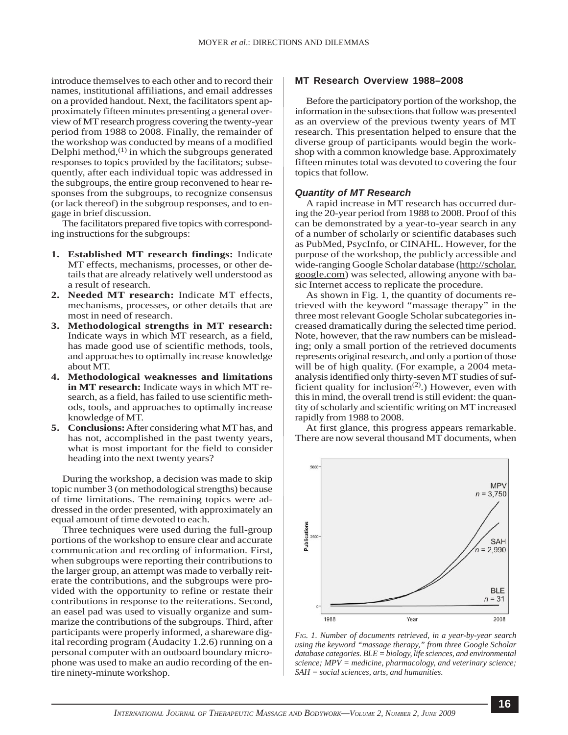introduce themselves to each other and to record their names, institutional affiliations, and email addresses on a provided handout. Next, the facilitators spent approximately fifteen minutes presenting a general overview of MT research progress covering the twenty-year period from 1988 to 2008. Finally, the remainder of the workshop was conducted by means of a modified Delphi method,[1] in which the subgroups generated responses to topics provided by the facilitators; subsequently, after each individual topic was addressed in the subgroups, the entire group reconvened to hear responses from the subgroups, to recognize consensus (or lack thereof) in the subgroup responses, and to engage in brief discussion.

The facilitators prepared five topics with corresponding instructions for the subgroups:

1. **Established MT research findings:** Indicate MT effects, mechanisms, processes, or other details that are already relatively well understood as a result of research.
2. **Needed MT research:** Indicate MT effects, mechanisms, processes, or other details that are most in need of research.
3. **Methodological strengths in MT research:** Indicate ways in which MT research, as a field, has made good use of scientific methods, tools, and approaches to optimally increase knowledge about MT.
4. **Methodological weaknesses and limitations in MT research:** Indicate ways in which MT research, as a field, has failed to use scientific methods, tools, and approaches to optimally increase knowledge of MT.
5. **Conclusions:** After considering what MT has, and has not, accomplished in the past twenty years, what is most important for the field to consider heading into the next twenty years?

During the workshop, a decision was made to skip topic number 3 (on methodological strengths) because of time limitations. The remaining topics were addressed in the order presented, with approximately an equal amount of time devoted to each.

Three techniques were used during the full-group portions of the workshop to ensure clear and accurate communication and recording of information. First, when subgroups were reporting their contributions to the larger group, an attempt was made to verbally reiterate the contributions, and the subgroups were provided with the opportunity to refine or restate their contributions in response to the reiterations. Second, an easel pad was used to visually organize and summarize the contributions of the subgroups. Third, after participants were properly informed, a shareware digital recording program (Audacity 1.2.6) running on a personal computer with an outboard boundary microphone was used to make an audio recording of the entire ninety-minute workshop.

## MT Research Overview 1988–2008

Before the participatory portion of the workshop, the information in the subsections that follow was presented as an overview of the previous twenty years of MT research. This presentation helped to ensure that the diverse group of participants would begin the workshop with a common knowledge base. Approximately fifteen minutes total was devoted to covering the four topics that follow.

### *Quantity of MT Research*

A rapid increase in MT research has occurred during the 20-year period from 1988 to 2008. Proof of this can be demonstrated by a year-to-year search in any of a number of scholarly or scientific databases such as PubMed, PsycInfo, or CINAHL. However, for the purpose of the workshop, the publicly accessible and wide-ranging Google Scholar database (http://scholar.google.com) was selected, allowing anyone with basic Internet access to replicate the procedure.

As shown in Fig. 1, the quantity of documents retrieved with the keyword "massage therapy" in the three most relevant Google Scholar subcategories increased dramatically during the selected time period. Note, however, that the raw numbers can be misleading; only a small portion of the retrieved documents represents original research, and only a portion of those will be of high quality. (For example, a 2004 meta-analysis identified only thirty-seven MT studies of sufficient quality for inclusion[2].) However, even with this in mind, the overall trend is still evident: the quantity of scholarly and scientific writing on MT increased rapidly from 1988 to 2008.

At first glance, this progress appears remarkable. There are now several thousand MT documents, when

*Fig. 1. Number of documents retrieved, in a year-by-year search using the keyword "massage therapy," from three Google Scholar database categories. BLE = biology, life sciences, and environmental science; MPV = medicine, pharmacology, and veterinary science; SAH = social sciences, arts, and humanities.*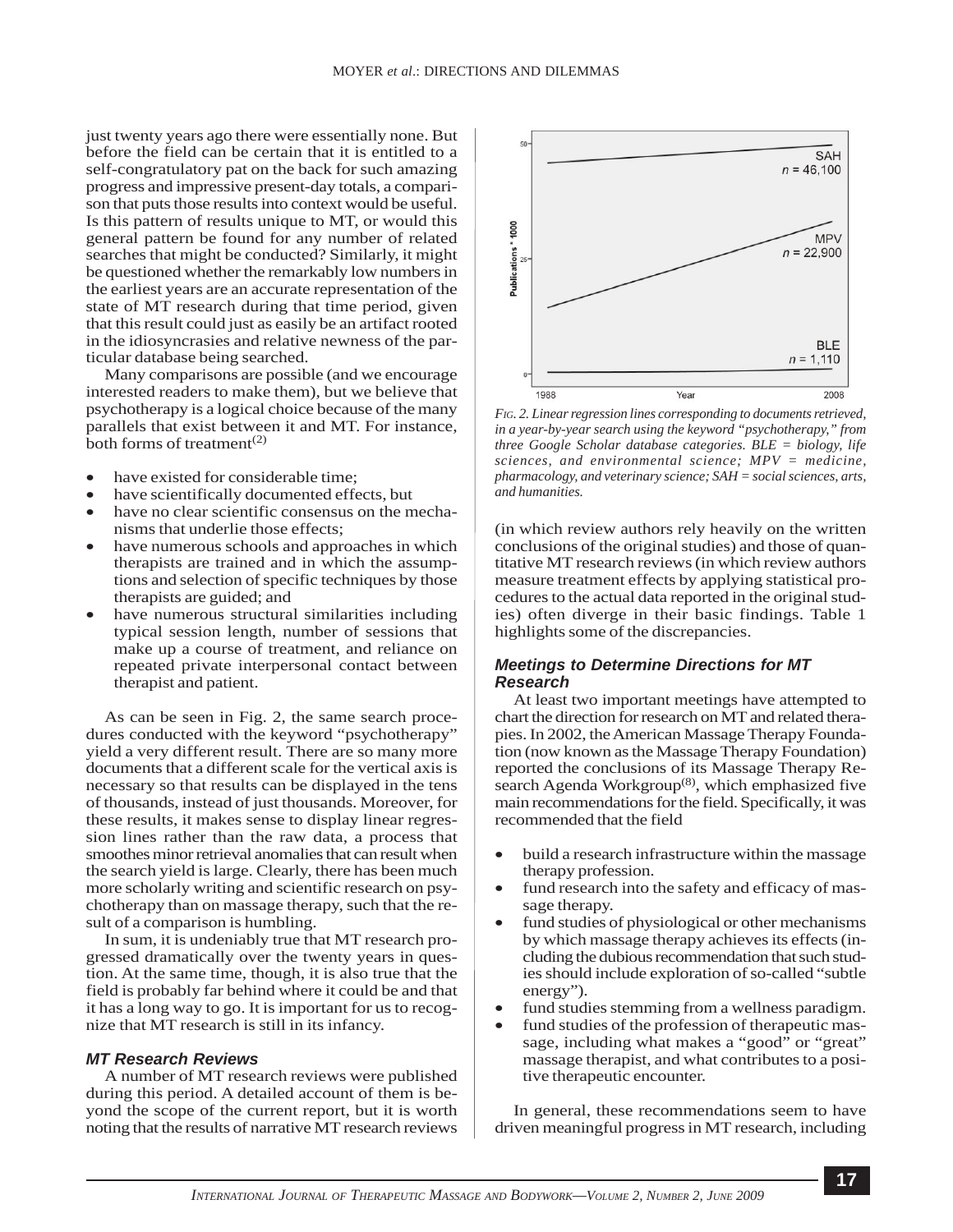just twenty years ago there were essentially none. But before the field can be certain that it is entitled to a self-congratulatory pat on the back for such amazing progress and impressive present-day totals, a comparison that puts those results into context would be useful. Is this pattern of results unique to MT, or would this general pattern be found for any number of related searches that might be conducted? Similarly, it might be questioned whether the remarkably low numbers in the earliest years are an accurate representation of the state of MT research during that time period, given that this result could just as easily be an artifact rooted in the idiosyncrasies and relative newness of the particular database being searched.

Many comparisons are possible (and we encourage interested readers to make them), but we believe that psychotherapy is a logical choice because of the many parallels that exist between it and MT. For instance, both forms of treatment[2]

- have existed for considerable time;
- have scientifically documented effects, but
- have no clear scientific consensus on the mechanisms that underlie those effects;
- have numerous schools and approaches in which therapists are trained and in which the assumptions and selection of specific techniques by those therapists are guided; and
- have numerous structural similarities including typical session length, number of sessions that make up a course of treatment, and reliance on repeated private interpersonal contact between therapist and patient.

As can be seen in Fig. 2, the same search procedures conducted with the keyword "psychotherapy" yield a very different result. There are so many more documents that a different scale for the vertical axis is necessary so that results can be displayed in the tens of thousands, instead of just thousands. Moreover, for these results, it makes sense to display linear regression lines rather than the raw data, a process that smoothes minor retrieval anomalies that can result when the search yield is large. Clearly, there has been much more scholarly writing and scientific research on psychotherapy than on massage therapy, such that the result of a comparison is humbling.

In sum, it is undeniably true that MT research progressed dramatically over the twenty years in question. At the same time, though, it is also true that the field is probably far behind where it could be and that it has a long way to go. It is important for us to recognize that MT research is still in its infancy.

### *MT Research Reviews*

A number of MT research reviews were published during this period. A detailed account of them is beyond the scope of the current report, but it is worth noting that the results of narrative MT research reviews (in which review authors rely heavily on the written conclusions of the original studies) and those of quantitative MT research reviews (in which review authors measure treatment effects by applying statistical procedures to the actual data reported in the original studies) often diverge in their basic findings. Table 1 highlights some of the discrepancies.

*FIG. 2. Linear regression lines corresponding to documents retrieved, in a year-by-year search using the keyword "psychotherapy," from three Google Scholar database categories. BLE = biology, life sciences, and environmental science; MPV = medicine, pharmacology, and veterinary science; SAH = social sciences, arts, and humanities.*

### *Meetings to Determine Directions for MT Research*

At least two important meetings have attempted to chart the direction for research on MT and related therapies. In 2002, the American Massage Therapy Foundation (now known as the Massage Therapy Foundation) reported the conclusions of its Massage Therapy Research Agenda Workgroup[8], which emphasized five main recommendations for the field. Specifically, it was recommended that the field

- build a research infrastructure within the massage therapy profession.
- fund research into the safety and efficacy of massage therapy.
- fund studies of physiological or other mechanisms by which massage therapy achieves its effects (including the dubious recommendation that such studies should include exploration of so-called "subtle energy").
- fund studies stemming from a wellness paradigm.
- fund studies of the profession of therapeutic massage, including what makes a "good" or "great" massage therapist, and what contributes to a positive therapeutic encounter.

In general, these recommendations seem to have driven meaningful progress in MT research, including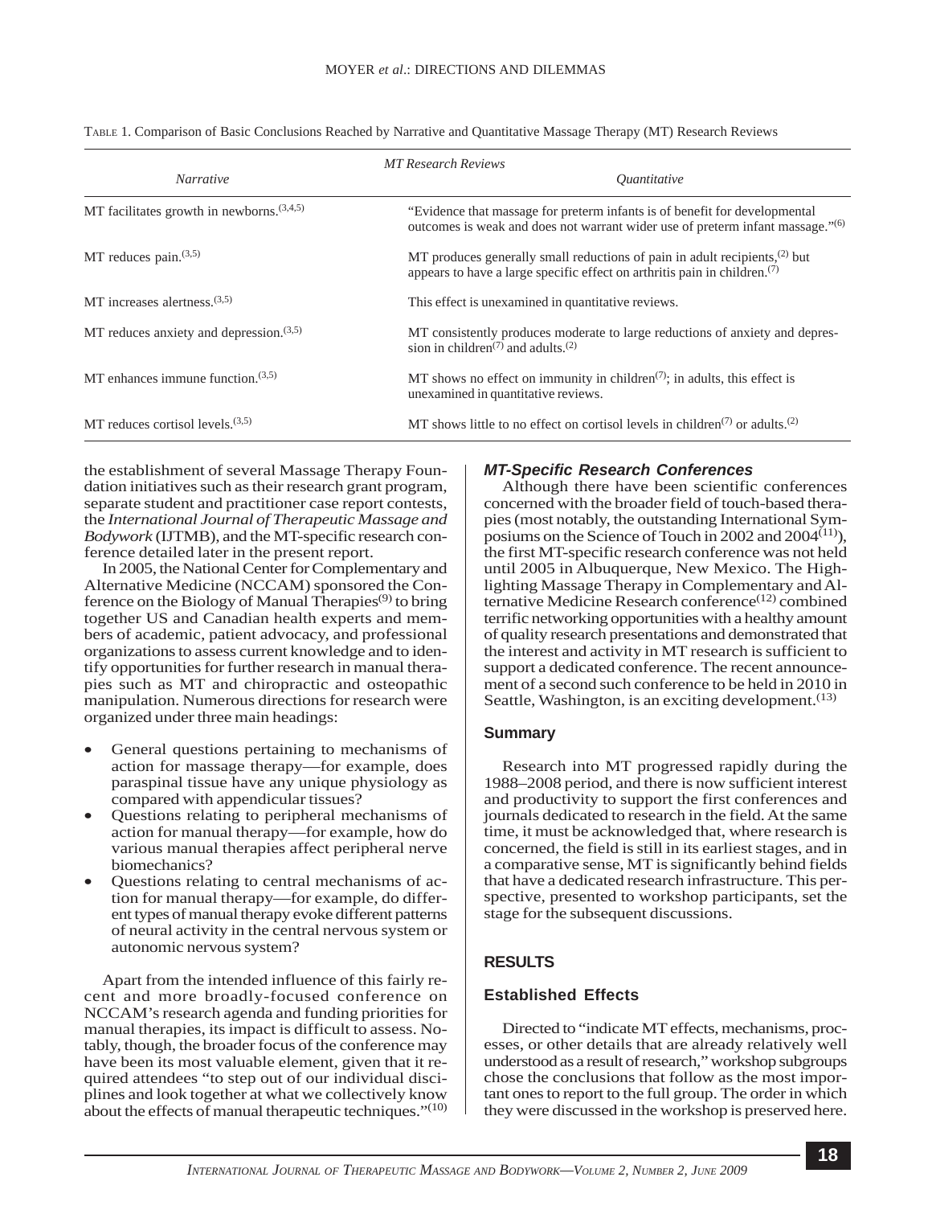TABLE 1. Comparison of Basic Conclusions Reached by Narrative and Quantitative Massage Therapy (MT) Research Reviews

| *MT Research Reviews* | |
|---|---|
| *Narrative* | *Quantitative* |
| MT facilitates growth in newborns.[3,4,5] | "Evidence that massage for preterm infants is of benefit for developmental outcomes is weak and does not warrant wider use of preterm infant massage."[6] |
| MT reduces pain.[3,5] | MT produces generally small reductions of pain in adult recipients,[2] but appears to have a large specific effect on arthritis pain in children.[7] |
| MT increases alertness.[3,5] | This effect is unexamined in quantitative reviews. |
| MT reduces anxiety and depression.[3,5] | MT consistently produces moderate to large reductions of anxiety and depression in children[7] and adults.[2] |
| MT enhances immune function.[3,5] | MT shows no effect on immunity in children[7]; in adults, this effect is unexamined in quantitative reviews. |
| MT reduces cortisol levels.[3,5] | MT shows little to no effect on cortisol levels in children[7] or adults.[2] |

the establishment of several Massage Therapy Foundation initiatives such as their research grant program, separate student and practitioner case report contests, the *International Journal of Therapeutic Massage and Bodywork* (IJTMB), and the MT-specific research conference detailed later in the present report.

In 2005, the National Center for Complementary and Alternative Medicine (NCCAM) sponsored the Conference on the Biology of Manual Therapies[9] to bring together US and Canadian health experts and members of academic, patient advocacy, and professional organizations to assess current knowledge and to identify opportunities for further research in manual therapies such as MT and chiropractic and osteopathic manipulation. Numerous directions for research were organized under three main headings:

- General questions pertaining to mechanisms of action for massage therapy—for example, does paraspinal tissue have any unique physiology as compared with appendicular tissues?
- Questions relating to peripheral mechanisms of action for manual therapy—for example, how do various manual therapies affect peripheral nerve biomechanics?
- Questions relating to central mechanisms of action for manual therapy—for example, do different types of manual therapy evoke different patterns of neural activity in the central nervous system or autonomic nervous system?

Apart from the intended influence of this fairly recent and more broadly-focused conference on NCCAM's research agenda and funding priorities for manual therapies, its impact is difficult to assess. Notably, though, the broader focus of the conference may have been its most valuable element, given that it required attendees "to step out of our individual disciplines and look together at what we collectively know about the effects of manual therapeutic techniques."[10]

### *MT-Specific Research Conferences*

Although there have been scientific conferences concerned with the broader field of touch-based therapies (most notably, the outstanding International Symposiums on the Science of Touch in 2002 and 2004[11]), the first MT-specific research conference was not held until 2005 in Albuquerque, New Mexico. The Highlighting Massage Therapy in Complementary and Alternative Medicine Research conference[12] combined terrific networking opportunities with a healthy amount of quality research presentations and demonstrated that the interest and activity in MT research is sufficient to support a dedicated conference. The recent announcement of a second such conference to be held in 2010 in Seattle, Washington, is an exciting development.[13]

### Summary

Research into MT progressed rapidly during the 1988–2008 period, and there is now sufficient interest and productivity to support the first conferences and journals dedicated to research in the field. At the same time, it must be acknowledged that, where research is concerned, the field is still in its earliest stages, and in a comparative sense, MT is significantly behind fields that have a dedicated research infrastructure. This perspective, presented to workshop participants, set the stage for the subsequent discussions.

## RESULTS

### Established Effects

Directed to "indicate MT effects, mechanisms, processes, or other details that are already relatively well understood as a result of research," workshop subgroups chose the conclusions that follow as the most important ones to report to the full group. The order in which they were discussed in the workshop is preserved here.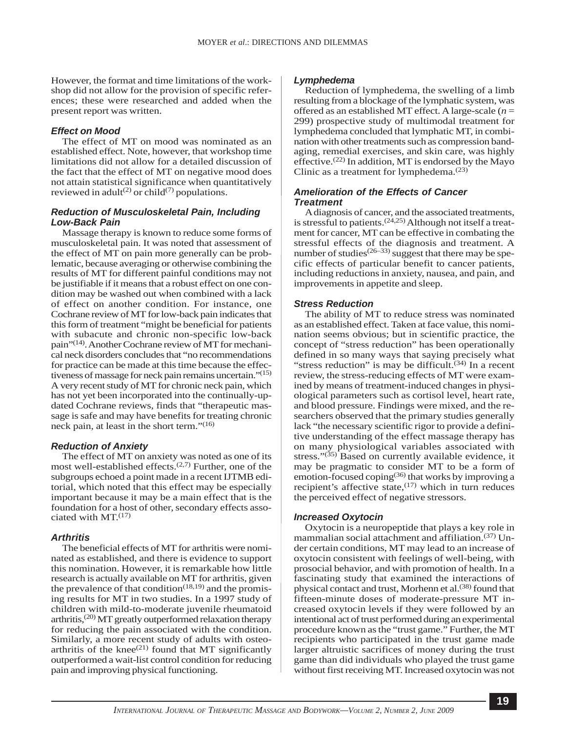However, the format and time limitations of the workshop did not allow for the provision of specific references; these were researched and added when the present report was written.

### Effect on Mood

The effect of MT on mood was nominated as an established effect. Note, however, that workshop time limitations did not allow for a detailed discussion of the fact that the effect of MT on negative mood does not attain statistical significance when quantitatively reviewed in adult[2] or child[7] populations.

### Reduction of Musculoskeletal Pain, Including Low-Back Pain

Massage therapy is known to reduce some forms of musculoskeletal pain. It was noted that assessment of the effect of MT on pain more generally can be problematic, because averaging or otherwise combining the results of MT for different painful conditions may not be justifiable if it means that a robust effect on one condition may be washed out when combined with a lack of effect on another condition. For instance, one Cochrane review of MT for low-back pain indicates that this form of treatment "might be beneficial for patients with subacute and chronic non-specific low-back pain"[14]. Another Cochrane review of MT for mechanical neck disorders concludes that "no recommendations for practice can be made at this time because the effectiveness of massage for neck pain remains uncertain."[15] A very recent study of MT for chronic neck pain, which has not yet been incorporated into the continually-updated Cochrane reviews, finds that "therapeutic massage is safe and may have benefits for treating chronic neck pain, at least in the short term."[16]

### Reduction of Anxiety

The effect of MT on anxiety was noted as one of its most well-established effects.[2,7] Further, one of the subgroups echoed a point made in a recent IJTMB editorial, which noted that this effect may be especially important because it may be a main effect that is the foundation for a host of other, secondary effects associated with MT.[17]

### Arthritis

The beneficial effects of MT for arthritis were nominated as established, and there is evidence to support this nomination. However, it is remarkable how little research is actually available on MT for arthritis, given the prevalence of that condition[18,19] and the promising results for MT in two studies. In a 1997 study of children with mild-to-moderate juvenile rheumatoid arthritis,[20] MT greatly outperformed relaxation therapy for reducing the pain associated with the condition. Similarly, a more recent study of adults with osteoarthritis of the knee[21] found that MT significantly outperformed a wait-list control condition for reducing pain and improving physical functioning.

### Lymphedema

Reduction of lymphedema, the swelling of a limb resulting from a blockage of the lymphatic system, was offered as an established MT effect. A large-scale ($n$ = 299) prospective study of multimodal treatment for lymphedema concluded that lymphatic MT, in combination with other treatments such as compression bandaging, remedial exercises, and skin care, was highly effective.[22] In addition, MT is endorsed by the Mayo Clinic as a treatment for lymphedema.[23]

### Amelioration of the Effects of Cancer Treatment

A diagnosis of cancer, and the associated treatments, is stressful to patients.[24,25] Although not itself a treatment for cancer, MT can be effective in combating the stressful effects of the diagnosis and treatment. A number of studies[26–33] suggest that there may be specific effects of particular benefit to cancer patients, including reductions in anxiety, nausea, and pain, and improvements in appetite and sleep.

### Stress Reduction

The ability of MT to reduce stress was nominated as an established effect. Taken at face value, this nomination seems obvious; but in scientific practice, the concept of "stress reduction" has been operationally defined in so many ways that saying precisely what "stress reduction" is may be difficult.[34] In a recent review, the stress-reducing effects of MT were examined by means of treatment-induced changes in physiological parameters such as cortisol level, heart rate, and blood pressure. Findings were mixed, and the researchers observed that the primary studies generally lack "the necessary scientific rigor to provide a definitive understanding of the effect massage therapy has on many physiological variables associated with stress."[35] Based on currently available evidence, it may be pragmatic to consider MT to be a form of emotion-focused coping[36] that works by improving a recipient's affective state,[17] which in turn reduces the perceived effect of negative stressors.

### Increased Oxytocin

Oxytocin is a neuropeptide that plays a key role in mammalian social attachment and affiliation.[37] Under certain conditions, MT may lead to an increase of oxytocin consistent with feelings of well-being, with prosocial behavior, and with promotion of health. In a fascinating study that examined the interactions of physical contact and trust, Morhenn et al.[38] found that fifteen-minute doses of moderate-pressure MT increased oxytocin levels if they were followed by an intentional act of trust performed during an experimental procedure known as the "trust game." Further, the MT recipients who participated in the trust game made larger altruistic sacrifices of money during the trust game than did individuals who played the trust game without first receiving MT. Increased oxytocin was not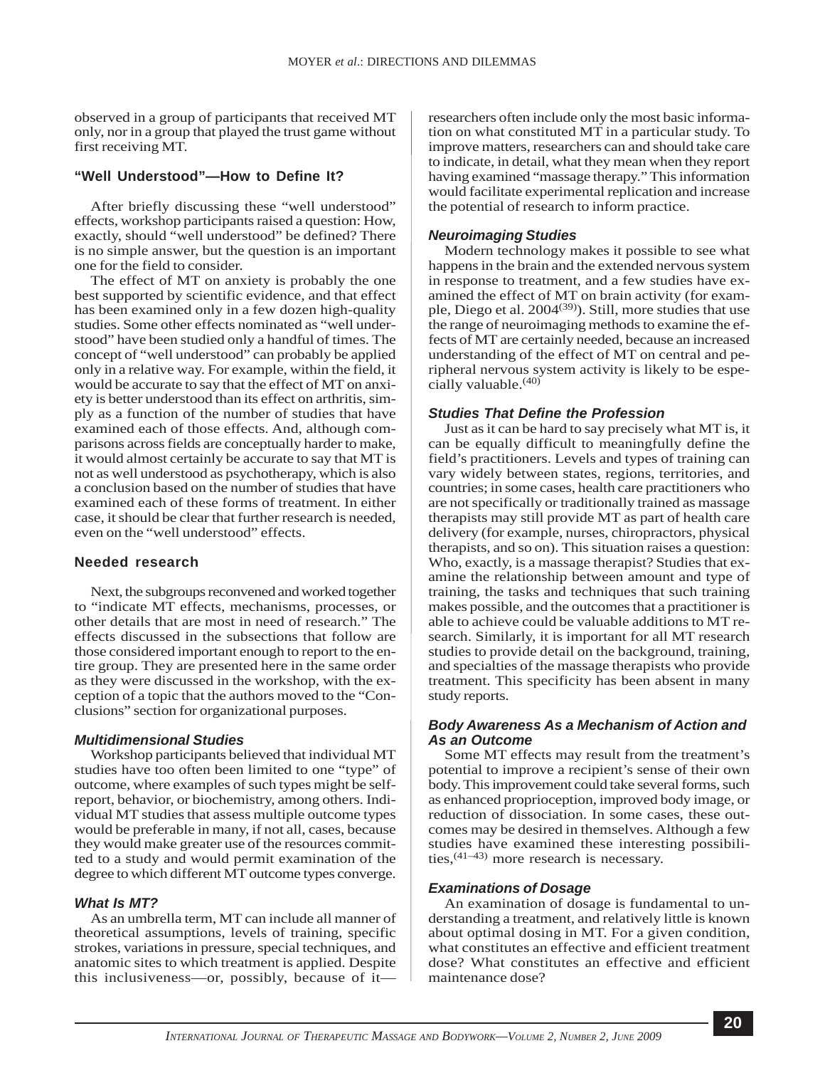observed in a group of participants that received MT only, nor in a group that played the trust game without first receiving MT.

### "Well Understood"—How to Define It?

After briefly discussing these "well understood" effects, workshop participants raised a question: How, exactly, should "well understood" be defined? There is no simple answer, but the question is an important one for the field to consider.

The effect of MT on anxiety is probably the one best supported by scientific evidence, and that effect has been examined only in a few dozen high-quality studies. Some other effects nominated as "well understood" have been studied only a handful of times. The concept of "well understood" can probably be applied only in a relative way. For example, within the field, it would be accurate to say that the effect of MT on anxiety is better understood than its effect on arthritis, simply as a function of the number of studies that have examined each of those effects. And, although comparisons across fields are conceptually harder to make, it would almost certainly be accurate to say that MT is not as well understood as psychotherapy, which is also a conclusion based on the number of studies that have examined each of these forms of treatment. In either case, it should be clear that further research is needed, even on the "well understood" effects.

### Needed research

Next, the subgroups reconvened and worked together to "indicate MT effects, mechanisms, processes, or other details that are most in need of research." The effects discussed in the subsections that follow are those considered important enough to report to the entire group. They are presented here in the same order as they were discussed in the workshop, with the exception of a topic that the authors moved to the "Conclusions" section for organizational purposes.

#### *Multidimensional Studies*

Workshop participants believed that individual MT studies have too often been limited to one "type" of outcome, where examples of such types might be self-report, behavior, or biochemistry, among others. Individual MT studies that assess multiple outcome types would be preferable in many, if not all, cases, because they would make greater use of the resources committed to a study and would permit examination of the degree to which different MT outcome types converge.

#### *What Is MT?*

As an umbrella term, MT can include all manner of theoretical assumptions, levels of training, specific strokes, variations in pressure, special techniques, and anatomic sites to which treatment is applied. Despite this inclusiveness—or, possibly, because of it—researchers often include only the most basic information on what constituted MT in a particular study. To improve matters, researchers can and should take care to indicate, in detail, what they mean when they report having examined "massage therapy." This information would facilitate experimental replication and increase the potential of research to inform practice.

#### *Neuroimaging Studies*

Modern technology makes it possible to see what happens in the brain and the extended nervous system in response to treatment, and a few studies have examined the effect of MT on brain activity (for example, Diego et al. 2004[39]). Still, more studies that use the range of neuroimaging methods to examine the effects of MT are certainly needed, because an increased understanding of the effect of MT on central and peripheral nervous system activity is likely to be especially valuable.[40]

#### *Studies That Define the Profession*

Just as it can be hard to say precisely what MT is, it can be equally difficult to meaningfully define the field's practitioners. Levels and types of training can vary widely between states, regions, territories, and countries; in some cases, health care practitioners who are not specifically or traditionally trained as massage therapists may still provide MT as part of health care delivery (for example, nurses, chiropractors, physical therapists, and so on). This situation raises a question: Who, exactly, is a massage therapist? Studies that examine the relationship between amount and type of training, the tasks and techniques that such training makes possible, and the outcomes that a practitioner is able to achieve could be valuable additions to MT research. Similarly, it is important for all MT research studies to provide detail on the background, training, and specialties of the massage therapists who provide treatment. This specificity has been absent in many study reports.

#### *Body Awareness As a Mechanism of Action and As an Outcome*

Some MT effects may result from the treatment's potential to improve a recipient's sense of their own body. This improvement could take several forms, such as enhanced proprioception, improved body image, or reduction of dissociation. In some cases, these outcomes may be desired in themselves. Although a few studies have examined these interesting possibilities,[41–43] more research is necessary.

#### *Examinations of Dosage*

An examination of dosage is fundamental to understanding a treatment, and relatively little is known about optimal dosing in MT. For a given condition, what constitutes an effective and efficient treatment dose? What constitutes an effective and efficient maintenance dose?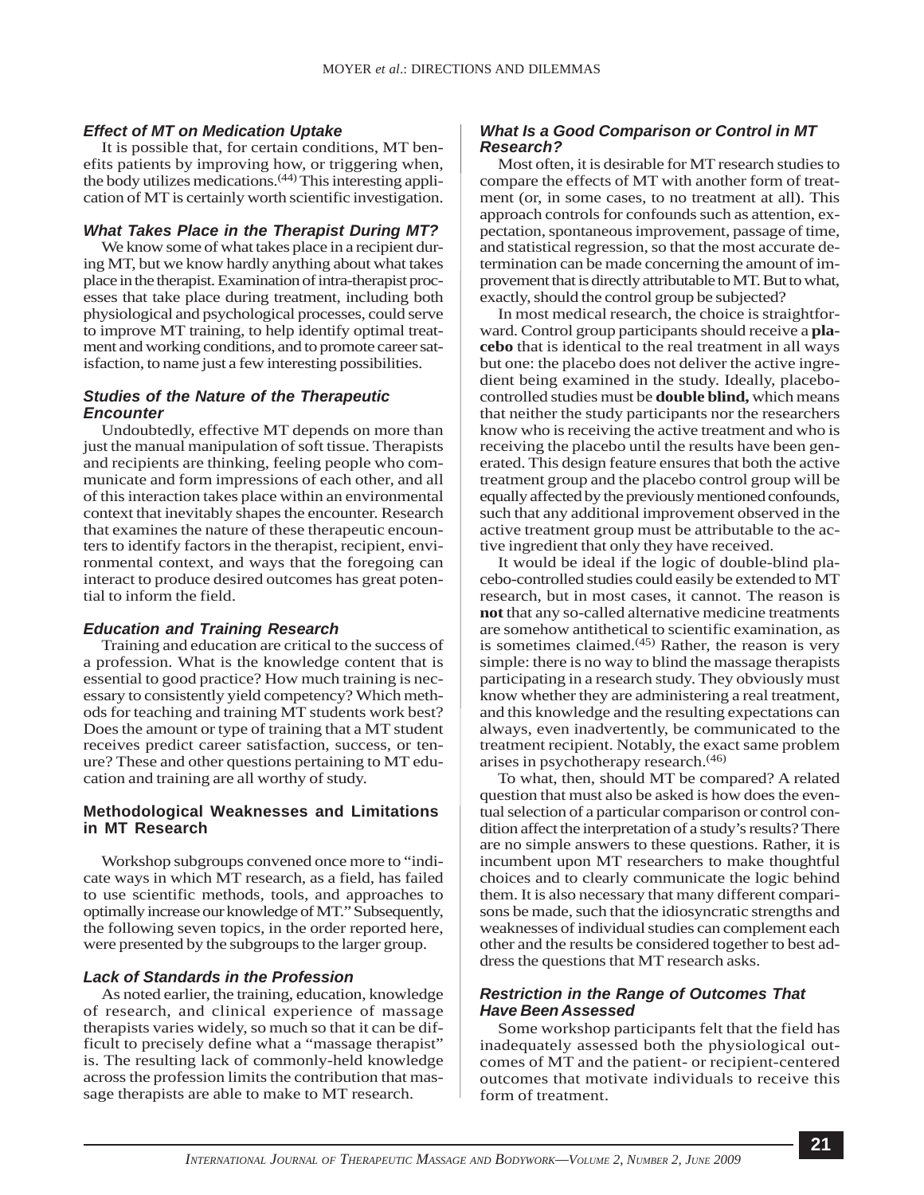### *Effect of MT on Medication Uptake*

It is possible that, for certain conditions, MT benefits patients by improving how, or triggering when, the body utilizes medications.[44] This interesting application of MT is certainly worth scientific investigation.

### *What Takes Place in the Therapist During MT?*

We know some of what takes place in a recipient during MT, but we know hardly anything about what takes place in the therapist. Examination of intra-therapist processes that take place during treatment, including both physiological and psychological processes, could serve to improve MT training, to help identify optimal treatment and working conditions, and to promote career satisfaction, to name just a few interesting possibilities.

### *Studies of the Nature of the Therapeutic Encounter*

Undoubtedly, effective MT depends on more than just the manual manipulation of soft tissue. Therapists and recipients are thinking, feeling people who communicate and form impressions of each other, and all of this interaction takes place within an environmental context that inevitably shapes the encounter. Research that examines the nature of these therapeutic encounters to identify factors in the therapist, recipient, environmental context, and ways that the foregoing can interact to produce desired outcomes has great potential to inform the field.

### *Education and Training Research*

Training and education are critical to the success of a profession. What is the knowledge content that is essential to good practice? How much training is necessary to consistently yield competency? Which methods for teaching and training MT students work best? Does the amount or type of training that a MT student receives predict career satisfaction, success, or tenure? These and other questions pertaining to MT education and training are all worthy of study.

## Methodological Weaknesses and Limitations in MT Research

Workshop subgroups convened once more to "indicate ways in which MT research, as a field, has failed to use scientific methods, tools, and approaches to optimally increase our knowledge of MT." Subsequently, the following seven topics, in the order reported here, were presented by the subgroups to the larger group.

### *Lack of Standards in the Profession*

As noted earlier, the training, education, knowledge of research, and clinical experience of massage therapists varies widely, so much so that it can be difficult to precisely define what a "massage therapist" is. The resulting lack of commonly-held knowledge across the profession limits the contribution that massage therapists are able to make to MT research.

### *What Is a Good Comparison or Control in MT Research?*

Most often, it is desirable for MT research studies to compare the effects of MT with another form of treatment (or, in some cases, to no treatment at all). This approach controls for confounds such as attention, expectation, spontaneous improvement, passage of time, and statistical regression, so that the most accurate determination can be made concerning the amount of improvement that is directly attributable to MT. But to what, exactly, should the control group be subjected?

In most medical research, the choice is straightforward. Control group participants should receive a **placebo** that is identical to the real treatment in all ways but one: the placebo does not deliver the active ingredient being examined in the study. Ideally, placebo-controlled studies must be **double blind,** which means that neither the study participants nor the researchers know who is receiving the active treatment and who is receiving the placebo until the results have been generated. This design feature ensures that both the active treatment group and the placebo control group will be equally affected by the previously mentioned confounds, such that any additional improvement observed in the active treatment group must be attributable to the active ingredient that only they have received.

It would be ideal if the logic of double-blind placebo-controlled studies could easily be extended to MT research, but in most cases, it cannot. The reason is **not** that any so-called alternative medicine treatments are somehow antithetical to scientific examination, as is sometimes claimed.[45] Rather, the reason is very simple: there is no way to blind the massage therapists participating in a research study. They obviously must know whether they are administering a real treatment, and this knowledge and the resulting expectations can always, even inadvertently, be communicated to the treatment recipient. Notably, the exact same problem arises in psychotherapy research.[46]

To what, then, should MT be compared? A related question that must also be asked is how does the eventual selection of a particular comparison or control condition affect the interpretation of a study's results? There are no simple answers to these questions. Rather, it is incumbent upon MT researchers to make thoughtful choices and to clearly communicate the logic behind them. It is also necessary that many different comparisons be made, such that the idiosyncratic strengths and weaknesses of individual studies can complement each other and the results be considered together to best address the questions that MT research asks.

### *Restriction in the Range of Outcomes That Have Been Assessed*

Some workshop participants felt that the field has inadequately assessed both the physiological outcomes of MT and the patient- or recipient-centered outcomes that motivate individuals to receive this form of treatment.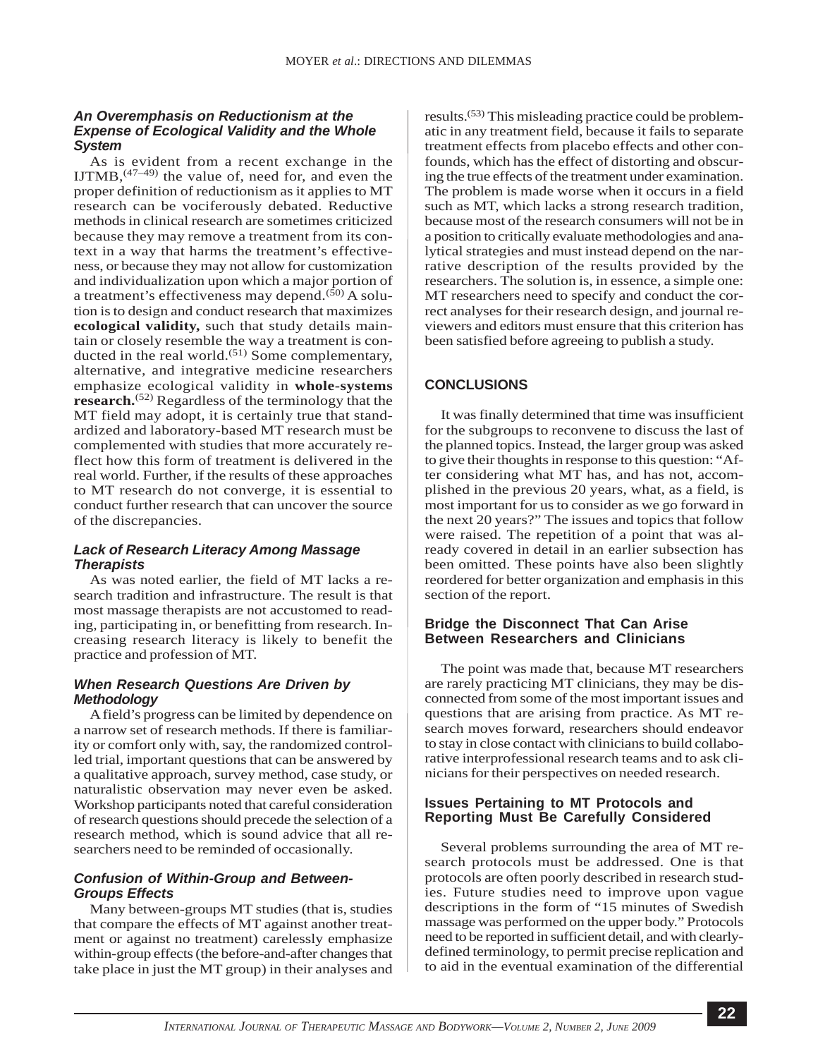### An Overemphasis on Reductionism at the Expense of Ecological Validity and the Whole System

As is evident from a recent exchange in the IJTMB,[47–49] the value of, need for, and even the proper definition of reductionism as it applies to MT research can be vociferously debated. Reductive methods in clinical research are sometimes criticized because they may remove a treatment from its context in a way that harms the treatment's effectiveness, or because they may not allow for customization and individualization upon which a major portion of a treatment's effectiveness may depend.[50] A solution is to design and conduct research that maximizes **ecological validity,** such that study details maintain or closely resemble the way a treatment is conducted in the real world.[51] Some complementary, alternative, and integrative medicine researchers emphasize ecological validity in **whole-systems research.**[52] Regardless of the terminology that the MT field may adopt, it is certainly true that standardized and laboratory-based MT research must be complemented with studies that more accurately reflect how this form of treatment is delivered in the real world. Further, if the results of these approaches to MT research do not converge, it is essential to conduct further research that can uncover the source of the discrepancies.

### Lack of Research Literacy Among Massage Therapists

As was noted earlier, the field of MT lacks a research tradition and infrastructure. The result is that most massage therapists are not accustomed to reading, participating in, or benefitting from research. Increasing research literacy is likely to benefit the practice and profession of MT.

### When Research Questions Are Driven by Methodology

A field's progress can be limited by dependence on a narrow set of research methods. If there is familiarity or comfort only with, say, the randomized controlled trial, important questions that can be answered by a qualitative approach, survey method, case study, or naturalistic observation may never even be asked. Workshop participants noted that careful consideration of research questions should precede the selection of a research method, which is sound advice that all researchers need to be reminded of occasionally.

### Confusion of Within-Group and Between-Groups Effects

Many between-groups MT studies (that is, studies that compare the effects of MT against another treatment or against no treatment) carelessly emphasize within-group effects (the before-and-after changes that take place in just the MT group) in their analyses and results.[53] This misleading practice could be problematic in any treatment field, because it fails to separate treatment effects from placebo effects and other confounds, which has the effect of distorting and obscuring the true effects of the treatment under examination. The problem is made worse when it occurs in a field such as MT, which lacks a strong research tradition, because most of the research consumers will not be in a position to critically evaluate methodologies and analytical strategies and must instead depend on the narrative description of the results provided by the researchers. The solution is, in essence, a simple one: MT researchers need to specify and conduct the correct analyses for their research design, and journal reviewers and editors must ensure that this criterion has been satisfied before agreeing to publish a study.

## CONCLUSIONS

It was finally determined that time was insufficient for the subgroups to reconvene to discuss the last of the planned topics. Instead, the larger group was asked to give their thoughts in response to this question: "After considering what MT has, and has not, accomplished in the previous 20 years, what, as a field, is most important for us to consider as we go forward in the next 20 years?" The issues and topics that follow were raised. The repetition of a point that was already covered in detail in an earlier subsection has been omitted. These points have also been slightly reordered for better organization and emphasis in this section of the report.

### Bridge the Disconnect That Can Arise Between Researchers and Clinicians

The point was made that, because MT researchers are rarely practicing MT clinicians, they may be disconnected from some of the most important issues and questions that are arising from practice. As MT research moves forward, researchers should endeavor to stay in close contact with clinicians to build collaborative interprofessional research teams and to ask clinicians for their perspectives on needed research.

### Issues Pertaining to MT Protocols and Reporting Must Be Carefully Considered

Several problems surrounding the area of MT research protocols must be addressed. One is that protocols are often poorly described in research studies. Future studies need to improve upon vague descriptions in the form of "15 minutes of Swedish massage was performed on the upper body." Protocols need to be reported in sufficient detail, and with clearly-defined terminology, to permit precise replication and to aid in the eventual examination of the differential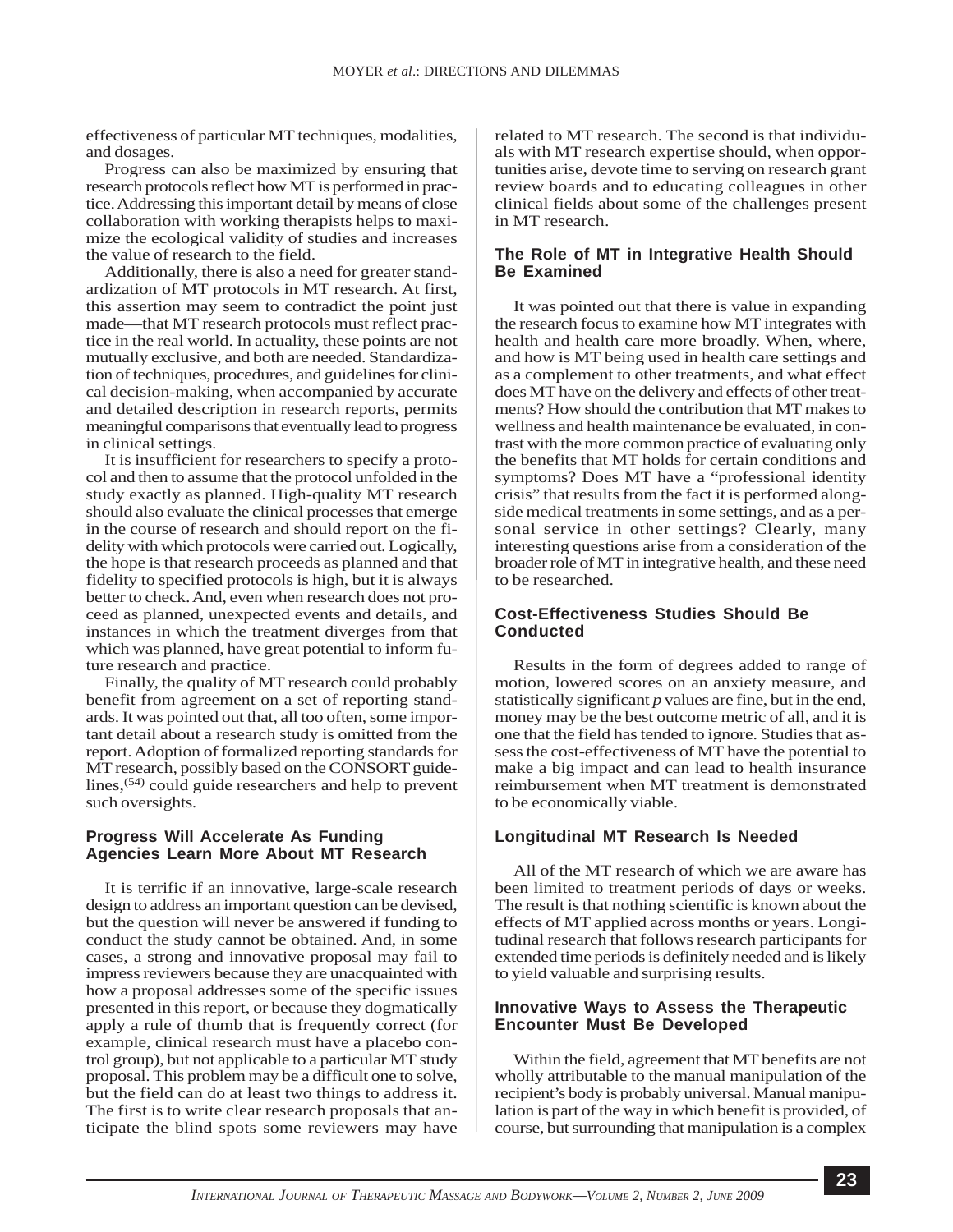effectiveness of particular MT techniques, modalities, and dosages.

Progress can also be maximized by ensuring that research protocols reflect how MT is performed in practice. Addressing this important detail by means of close collaboration with working therapists helps to maximize the ecological validity of studies and increases the value of research to the field.

Additionally, there is also a need for greater standardization of MT protocols in MT research. At first, this assertion may seem to contradict the point just made—that MT research protocols must reflect practice in the real world. In actuality, these points are not mutually exclusive, and both are needed. Standardization of techniques, procedures, and guidelines for clinical decision-making, when accompanied by accurate and detailed description in research reports, permits meaningful comparisons that eventually lead to progress in clinical settings.

It is insufficient for researchers to specify a protocol and then to assume that the protocol unfolded in the study exactly as planned. High-quality MT research should also evaluate the clinical processes that emerge in the course of research and should report on the fidelity with which protocols were carried out. Logically, the hope is that research proceeds as planned and that fidelity to specified protocols is high, but it is always better to check. And, even when research does not proceed as planned, unexpected events and details, and instances in which the treatment diverges from that which was planned, have great potential to inform future research and practice.

Finally, the quality of MT research could probably benefit from agreement on a set of reporting standards. It was pointed out that, all too often, some important detail about a research study is omitted from the report. Adoption of formalized reporting standards for MT research, possibly based on the CONSORT guidelines,[54] could guide researchers and help to prevent such oversights.

### Progress Will Accelerate As Funding Agencies Learn More About MT Research

It is terrific if an innovative, large-scale research design to address an important question can be devised, but the question will never be answered if funding to conduct the study cannot be obtained. And, in some cases, a strong and innovative proposal may fail to impress reviewers because they are unacquainted with how a proposal addresses some of the specific issues presented in this report, or because they dogmatically apply a rule of thumb that is frequently correct (for example, clinical research must have a placebo control group), but not applicable to a particular MT study proposal. This problem may be a difficult one to solve, but the field can do at least two things to address it. The first is to write clear research proposals that anticipate the blind spots some reviewers may have related to MT research. The second is that individuals with MT research expertise should, when opportunities arise, devote time to serving on research grant review boards and to educating colleagues in other clinical fields about some of the challenges present in MT research.

### The Role of MT in Integrative Health Should Be Examined

It was pointed out that there is value in expanding the research focus to examine how MT integrates with health and health care more broadly. When, where, and how is MT being used in health care settings and as a complement to other treatments, and what effect does MT have on the delivery and effects of other treatments? How should the contribution that MT makes to wellness and health maintenance be evaluated, in contrast with the more common practice of evaluating only the benefits that MT holds for certain conditions and symptoms? Does MT have a "professional identity crisis" that results from the fact it is performed alongside medical treatments in some settings, and as a personal service in other settings? Clearly, many interesting questions arise from a consideration of the broader role of MT in integrative health, and these need to be researched.

### Cost-Effectiveness Studies Should Be Conducted

Results in the form of degrees added to range of motion, lowered scores on an anxiety measure, and statistically significant *p* values are fine, but in the end, money may be the best outcome metric of all, and it is one that the field has tended to ignore. Studies that assess the cost-effectiveness of MT have the potential to make a big impact and can lead to health insurance reimbursement when MT treatment is demonstrated to be economically viable.

### Longitudinal MT Research Is Needed

All of the MT research of which we are aware has been limited to treatment periods of days or weeks. The result is that nothing scientific is known about the effects of MT applied across months or years. Longitudinal research that follows research participants for extended time periods is definitely needed and is likely to yield valuable and surprising results.

### Innovative Ways to Assess the Therapeutic Encounter Must Be Developed

Within the field, agreement that MT benefits are not wholly attributable to the manual manipulation of the recipient's body is probably universal. Manual manipulation is part of the way in which benefit is provided, of course, but surrounding that manipulation is a complex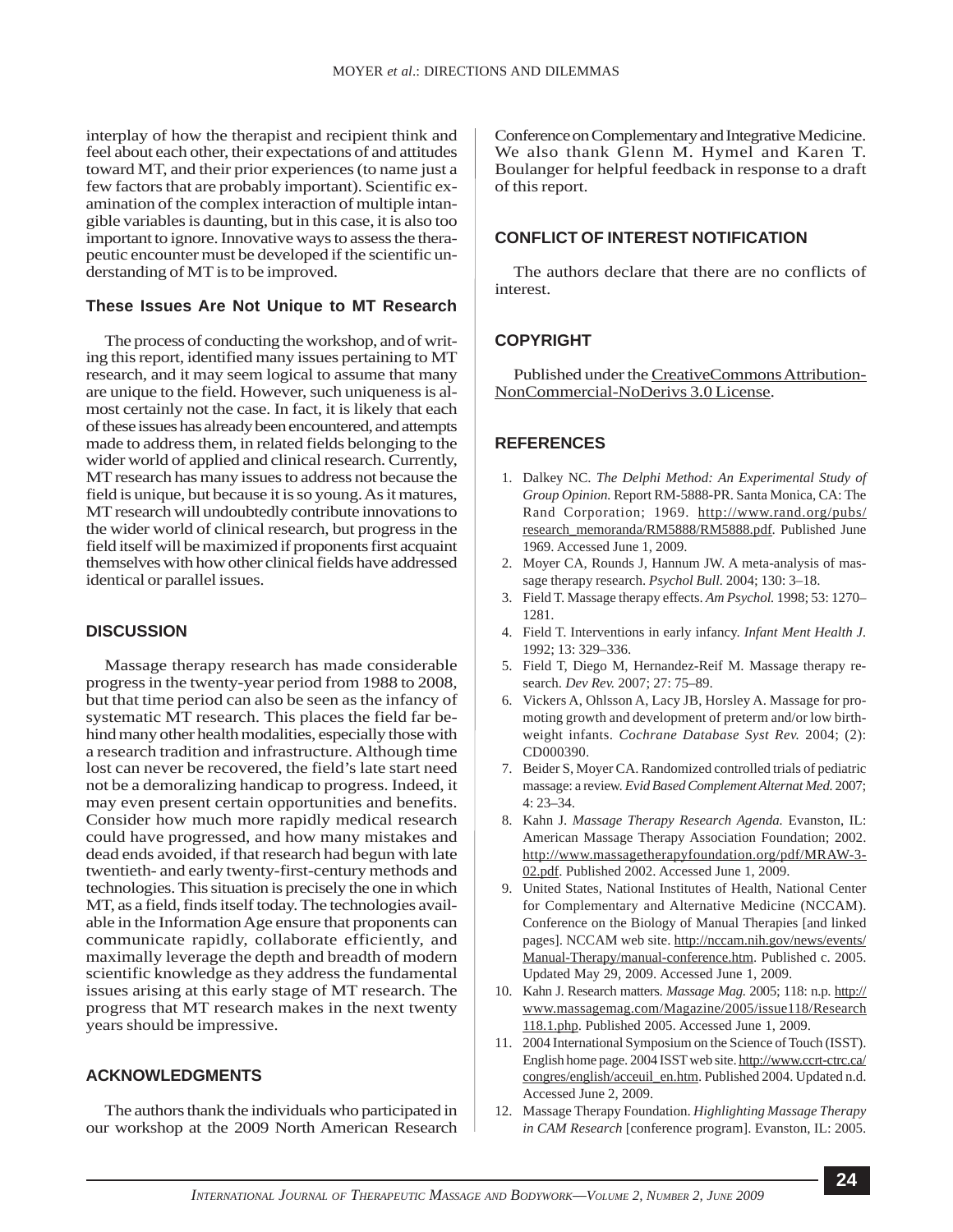interplay of how the therapist and recipient think and feel about each other, their expectations of and attitudes toward MT, and their prior experiences (to name just a few factors that are probably important). Scientific examination of the complex interaction of multiple intangible variables is daunting, but in this case, it is also too important to ignore. Innovative ways to assess the therapeutic encounter must be developed if the scientific understanding of MT is to be improved.

### These Issues Are Not Unique to MT Research

The process of conducting the workshop, and of writing this report, identified many issues pertaining to MT research, and it may seem logical to assume that many are unique to the field. However, such uniqueness is almost certainly not the case. In fact, it is likely that each of these issues has already been encountered, and attempts made to address them, in related fields belonging to the wider world of applied and clinical research. Currently, MT research has many issues to address not because the field is unique, but because it is so young. As it matures, MT research will undoubtedly contribute innovations to the wider world of clinical research, but progress in the field itself will be maximized if proponents first acquaint themselves with how other clinical fields have addressed identical or parallel issues.

## DISCUSSION

Massage therapy research has made considerable progress in the twenty-year period from 1988 to 2008, but that time period can also be seen as the infancy of systematic MT research. This places the field far behind many other health modalities, especially those with a research tradition and infrastructure. Although time lost can never be recovered, the field's late start need not be a demoralizing handicap to progress. Indeed, it may even present certain opportunities and benefits. Consider how much more rapidly medical research could have progressed, and how many mistakes and dead ends avoided, if that research had begun with late twentieth- and early twenty-first-century methods and technologies. This situation is precisely the one in which MT, as a field, finds itself today. The technologies available in the Information Age ensure that proponents can communicate rapidly, collaborate efficiently, and maximally leverage the depth and breadth of modern scientific knowledge as they address the fundamental issues arising at this early stage of MT research. The progress that MT research makes in the next twenty years should be impressive.

## ACKNOWLEDGMENTS

The authors thank the individuals who participated in our workshop at the 2009 North American Research Conference on Complementary and Integrative Medicine. We also thank Glenn M. Hymel and Karen T. Boulanger for helpful feedback in response to a draft of this report.

## CONFLICT OF INTEREST NOTIFICATION

The authors declare that there are no conflicts of interest.

## COPYRIGHT

Published under the CreativeCommons Attribution-NonCommercial-NoDerivs 3.0 License.

## REFERENCES

1. Dalkey NC. *The Delphi Method: An Experimental Study of Group Opinion.* Report RM-5888-PR. Santa Monica, CA: The Rand Corporation; 1969. http://www.rand.org/pubs/research_memoranda/RM5888/RM5888.pdf. Published June 1969. Accessed June 1, 2009.
2. Moyer CA, Rounds J, Hannum JW. A meta-analysis of massage therapy research. *Psychol Bull.* 2004; 130: 3–18.
3. Field T. Massage therapy effects. *Am Psychol.* 1998; 53: 1270–1281.
4. Field T. Interventions in early infancy. *Infant Ment Health J.* 1992; 13: 329–336.
5. Field T, Diego M, Hernandez-Reif M. Massage therapy research. *Dev Rev.* 2007; 27: 75–89.
6. Vickers A, Ohlsson A, Lacy JB, Horsley A. Massage for promoting growth and development of preterm and/or low birthweight infants. *Cochrane Database Syst Rev.* 2004; (2): CD000390.
7. Beider S, Moyer CA. Randomized controlled trials of pediatric massage: a review. *Evid Based Complement Alternat Med.* 2007; 4: 23–34.
8. Kahn J. *Massage Therapy Research Agenda.* Evanston, IL: American Massage Therapy Association Foundation; 2002. http://www.massagetherapyfoundation.org/pdf/MRAW-3-02.pdf. Published 2002. Accessed June 1, 2009.
9. United States, National Institutes of Health, National Center for Complementary and Alternative Medicine (NCCAM). Conference on the Biology of Manual Therapies [and linked pages]. NCCAM web site. http://nccam.nih.gov/news/events/Manual-Therapy/manual-conference.htm. Published c. 2005. Updated May 29, 2009. Accessed June 1, 2009.
10. Kahn J. Research matters. *Massage Mag.* 2005; 118: n.p. http://www.massagemag.com/Magazine/2005/issue118/Research118.1.php. Published 2005. Accessed June 1, 2009.
11. 2004 International Symposium on the Science of Touch (ISST). English home page. 2004 ISST web site. http://www.ccrt-ctrc.ca/congres/english/acceuil_en.htm. Published 2004. Updated n.d. Accessed June 2, 2009.
12. Massage Therapy Foundation. *Highlighting Massage Therapy in CAM Research* [conference program]. Evanston, IL: 2005.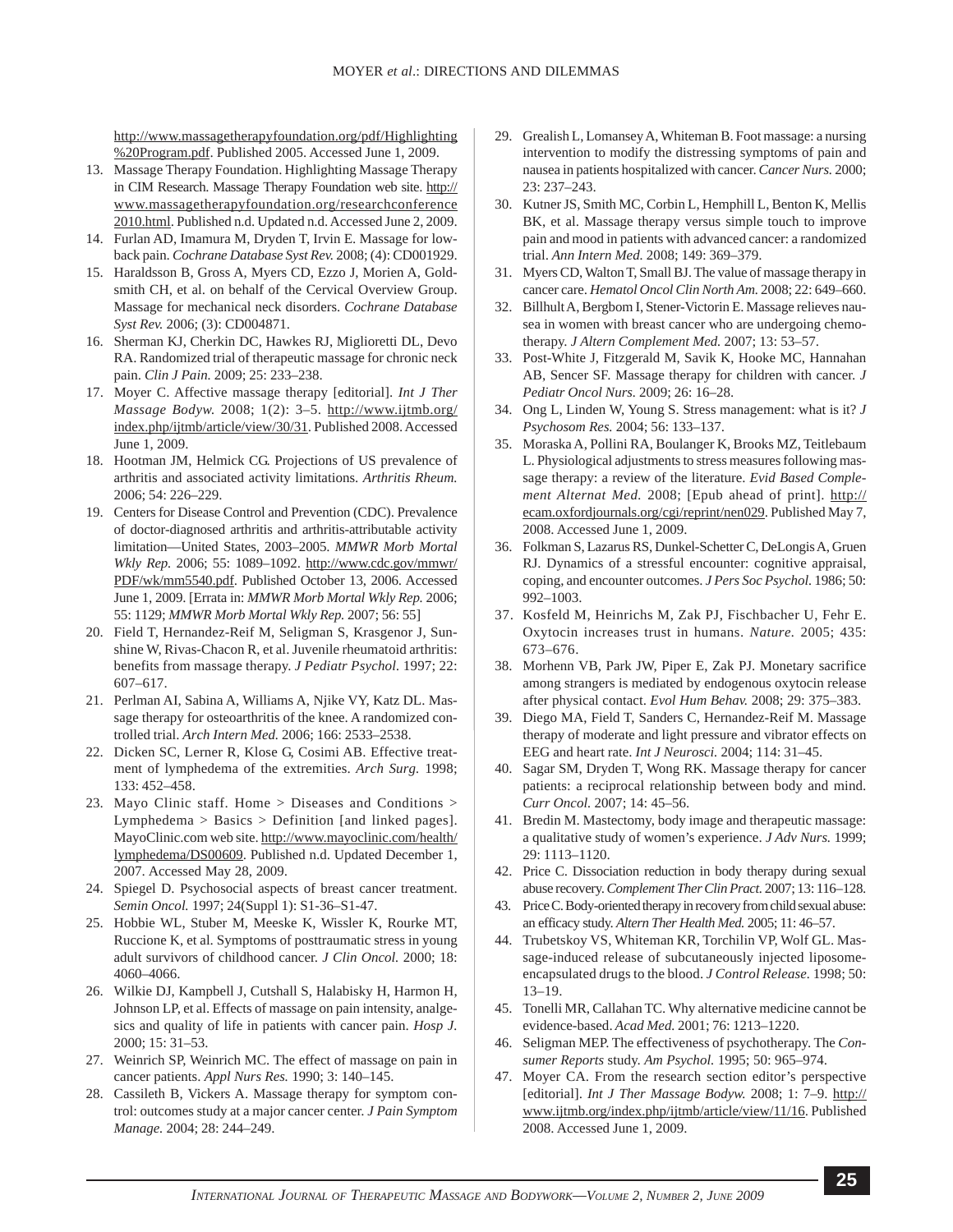http://www.massagetherapyfoundation.org/pdf/Highlighting%20Program.pdf. Published 2005. Accessed June 1, 2009.

13. Massage Therapy Foundation. Highlighting Massage Therapy in CIM Research. Massage Therapy Foundation web site. http://www.massagetherapyfoundation.org/researchconference2010.html. Published n.d. Updated n.d. Accessed June 2, 2009.
14. Furlan AD, Imamura M, Dryden T, Irvin E. Massage for low-back pain. *Cochrane Database Syst Rev.* 2008; (4): CD001929.
15. Haraldsson B, Gross A, Myers CD, Ezzo J, Morien A, Goldsmith CH, et al. on behalf of the Cervical Overview Group. Massage for mechanical neck disorders. *Cochrane Database Syst Rev.* 2006; (3): CD004871.
16. Sherman KJ, Cherkin DC, Hawkes RJ, Miglioretti DL, Devo RA. Randomized trial of therapeutic massage for chronic neck pain. *Clin J Pain.* 2009; 25: 233–238.
17. Moyer C. Affective massage therapy [editorial]. *Int J Ther Massage Bodyw.* 2008; 1(2): 3–5. http://www.ijtmb.org/index.php/ijtmb/article/view/30/31. Published 2008. Accessed June 1, 2009.
18. Hootman JM, Helmick CG. Projections of US prevalence of arthritis and associated activity limitations. *Arthritis Rheum.* 2006; 54: 226–229.
19. Centers for Disease Control and Prevention (CDC). Prevalence of doctor-diagnosed arthritis and arthritis-attributable activity limitation—United States, 2003–2005. *MMWR Morb Mortal Wkly Rep.* 2006; 55: 1089–1092. http://www.cdc.gov/mmwr/PDF/wk/mm5540.pdf. Published October 13, 2006. Accessed June 1, 2009. [Errata in: *MMWR Morb Mortal Wkly Rep.* 2006; 55: 1129; *MMWR Morb Mortal Wkly Rep.* 2007; 56: 55]
20. Field T, Hernandez-Reif M, Seligman S, Krasgenor J, Sunshine W, Rivas-Chacon R, et al. Juvenile rheumatoid arthritis: benefits from massage therapy. *J Pediatr Psychol.* 1997; 22: 607–617.
21. Perlman AI, Sabina A, Williams A, Njike VY, Katz DL. Massage therapy for osteoarthritis of the knee. A randomized controlled trial. *Arch Intern Med.* 2006; 166: 2533–2538.
22. Dicken SC, Lerner R, Klose G, Cosimi AB. Effective treatment of lymphedema of the extremities. *Arch Surg.* 1998; 133: 452–458.
23. Mayo Clinic staff. Home > Diseases and Conditions > Lymphedema > Basics > Definition [and linked pages]. MayoClinic.com web site. http://www.mayoclinic.com/health/lymphedema/DS00609. Published n.d. Updated December 1, 2007. Accessed May 28, 2009.
24. Spiegel D. Psychosocial aspects of breast cancer treatment. *Semin Oncol.* 1997; 24(Suppl 1): S1-36–S1-47.
25. Hobbie WL, Stuber M, Meeske K, Wissler K, Rourke MT, Ruccione K, et al. Symptoms of posttraumatic stress in young adult survivors of childhood cancer. *J Clin Oncol.* 2000; 18: 4060–4066.
26. Wilkie DJ, Kampbell J, Cutshall S, Halabisky H, Harmon H, Johnson LP, et al. Effects of massage on pain intensity, analgesics and quality of life in patients with cancer pain. *Hosp J.* 2000; 15: 31–53.
27. Weinrich SP, Weinrich MC. The effect of massage on pain in cancer patients. *Appl Nurs Res.* 1990; 3: 140–145.
28. Cassileth B, Vickers A. Massage therapy for symptom control: outcomes study at a major cancer center. *J Pain Symptom Manage.* 2004; 28: 244–249.
29. Grealish L, Lomansey A, Whiteman B. Foot massage: a nursing intervention to modify the distressing symptoms of pain and nausea in patients hospitalized with cancer. *Cancer Nurs.* 2000; 23: 237–243.
30. Kutner JS, Smith MC, Corbin L, Hemphill L, Benton K, Mellis BK, et al. Massage therapy versus simple touch to improve pain and mood in patients with advanced cancer: a randomized trial. *Ann Intern Med.* 2008; 149: 369–379.
31. Myers CD, Walton T, Small BJ. The value of massage therapy in cancer care. *Hematol Oncol Clin North Am.* 2008; 22: 649–660.
32. Billhult A, Bergbom I, Stener-Victorin E. Massage relieves nausea in women with breast cancer who are undergoing chemotherapy. *J Altern Complement Med.* 2007; 13: 53–57.
33. Post-White J, Fitzgerald M, Savik K, Hooke MC, Hannahan AB, Sencer SF. Massage therapy for children with cancer. *J Pediatr Oncol Nurs.* 2009; 26: 16–28.
34. Ong L, Linden W, Young S. Stress management: what is it? *J Psychosom Res.* 2004; 56: 133–137.
35. Moraska A, Pollini RA, Boulanger K, Brooks MZ, Teitlebaum L. Physiological adjustments to stress measures following massage therapy: a review of the literature. *Evid Based Complement Alternat Med.* 2008; [Epub ahead of print]. http://ecam.oxfordjournals.org/cgi/reprint/nen029. Published May 7, 2008. Accessed June 1, 2009.
36. Folkman S, Lazarus RS, Dunkel-Schetter C, DeLongis A, Gruen RJ. Dynamics of a stressful encounter: cognitive appraisal, coping, and encounter outcomes. *J Pers Soc Psychol.* 1986; 50: 992–1003.
37. Kosfeld M, Heinrichs M, Zak PJ, Fischbacher U, Fehr E. Oxytocin increases trust in humans. *Nature.* 2005; 435: 673–676.
38. Morhenn VB, Park JW, Piper E, Zak PJ. Monetary sacrifice among strangers is mediated by endogenous oxytocin release after physical contact. *Evol Hum Behav.* 2008; 29: 375–383.
39. Diego MA, Field T, Sanders C, Hernandez-Reif M. Massage therapy of moderate and light pressure and vibrator effects on EEG and heart rate. *Int J Neurosci.* 2004; 114: 31–45.
40. Sagar SM, Dryden T, Wong RK. Massage therapy for cancer patients: a reciprocal relationship between body and mind. *Curr Oncol.* 2007; 14: 45–56.
41. Bredin M. Mastectomy, body image and therapeutic massage: a qualitative study of women's experience. *J Adv Nurs.* 1999; 29: 1113–1120.
42. Price C. Dissociation reduction in body therapy during sexual abuse recovery. *Complement Ther Clin Pract.* 2007; 13: 116–128.
43. Price C. Body-oriented therapy in recovery from child sexual abuse: an efficacy study. *Altern Ther Health Med.* 2005; 11: 46–57.
44. Trubetskoy VS, Whiteman KR, Torchilin VP, Wolf GL. Massage-induced release of subcutaneously injected liposome-encapsulated drugs to the blood. *J Control Release.* 1998; 50: 13–19.
45. Tonelli MR, Callahan TC. Why alternative medicine cannot be evidence-based. *Acad Med.* 2001; 76: 1213–1220.
46. Seligman MEP. The effectiveness of psychotherapy. The *Consumer Reports* study. *Am Psychol.* 1995; 50: 965–974.
47. Moyer CA. From the research section editor's perspective [editorial]. *Int J Ther Massage Bodyw.* 2008; 1: 7–9. http://www.ijtmb.org/index.php/ijtmb/article/view/11/16. Published 2008. Accessed June 1, 2009.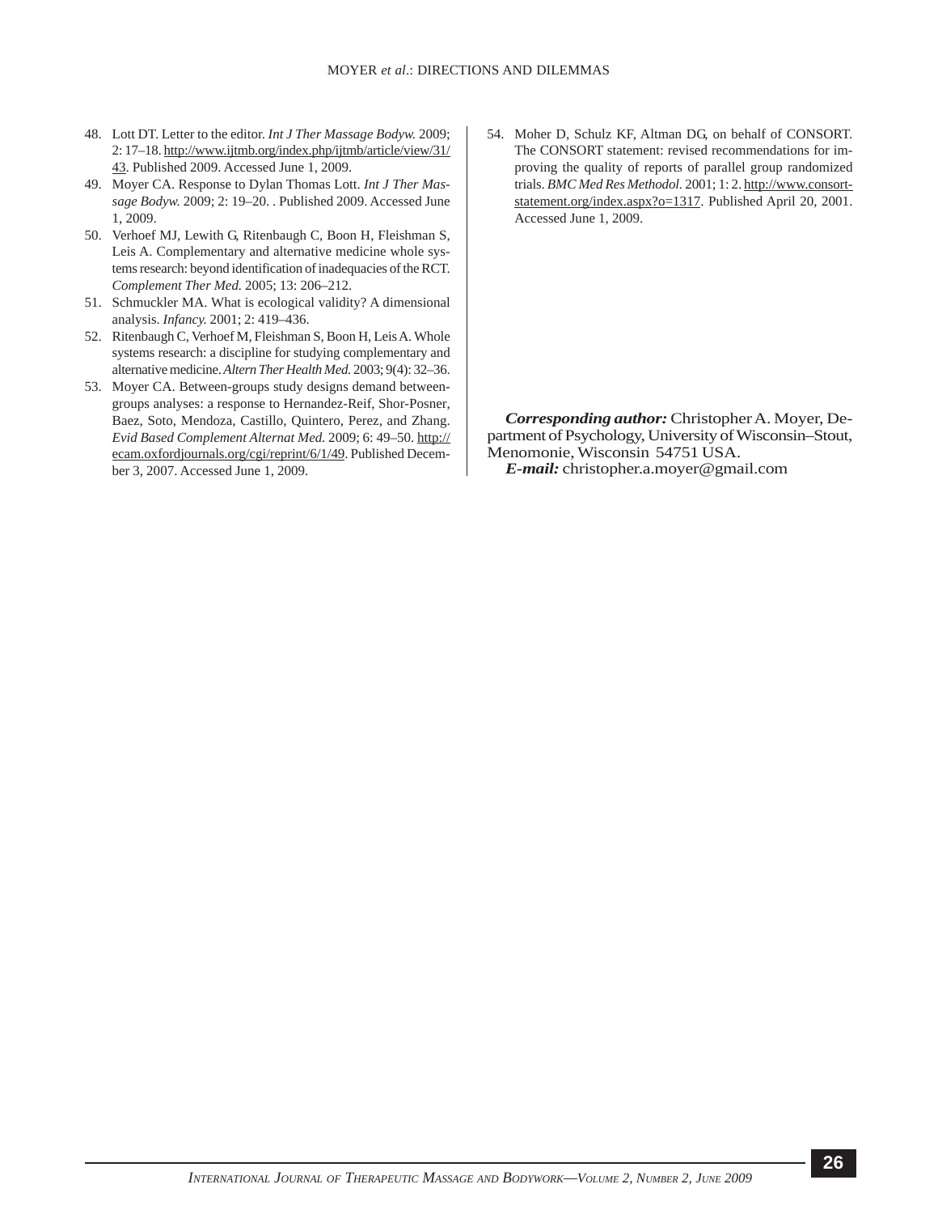48. Lott DT. Letter to the editor. *Int J Ther Massage Bodyw.* 2009; 2: 17–18. http://www.ijtmb.org/index.php/ijtmb/article/view/31/43. Published 2009. Accessed June 1, 2009.
49. Moyer CA. Response to Dylan Thomas Lott. *Int J Ther Massage Bodyw.* 2009; 2: 19–20. . Published 2009. Accessed June 1, 2009.
50. Verhoef MJ, Lewith G, Ritenbaugh C, Boon H, Fleishman S, Leis A. Complementary and alternative medicine whole systems research: beyond identification of inadequacies of the RCT. *Complement Ther Med.* 2005; 13: 206–212.
51. Schmuckler MA. What is ecological validity? A dimensional analysis. *Infancy.* 2001; 2: 419–436.
52. Ritenbaugh C, Verhoef M, Fleishman S, Boon H, Leis A. Whole systems research: a discipline for studying complementary and alternative medicine. *Altern Ther Health Med.* 2003; 9(4): 32–36.
53. Moyer CA. Between-groups study designs demand between-groups analyses: a response to Hernandez-Reif, Shor-Posner, Baez, Soto, Mendoza, Castillo, Quintero, Perez, and Zhang. *Evid Based Complement Alternat Med.* 2009; 6: 49–50. http://ecam.oxfordjournals.org/cgi/reprint/6/1/49. Published December 3, 2007. Accessed June 1, 2009.
54. Moher D, Schulz KF, Altman DG, on behalf of CONSORT. The CONSORT statement: revised recommendations for improving the quality of reports of parallel group randomized trials. *BMC Med Res Methodol.* 2001; 1: 2. http://www.consort-statement.org/index.aspx?o=1317. Published April 20, 2001. Accessed June 1, 2009.

***Corresponding author:*** Christopher A. Moyer, Department of Psychology, University of Wisconsin–Stout, Menomonie, Wisconsin 54751 USA.
***E-mail:*** christopher.a.moyer@gmail.com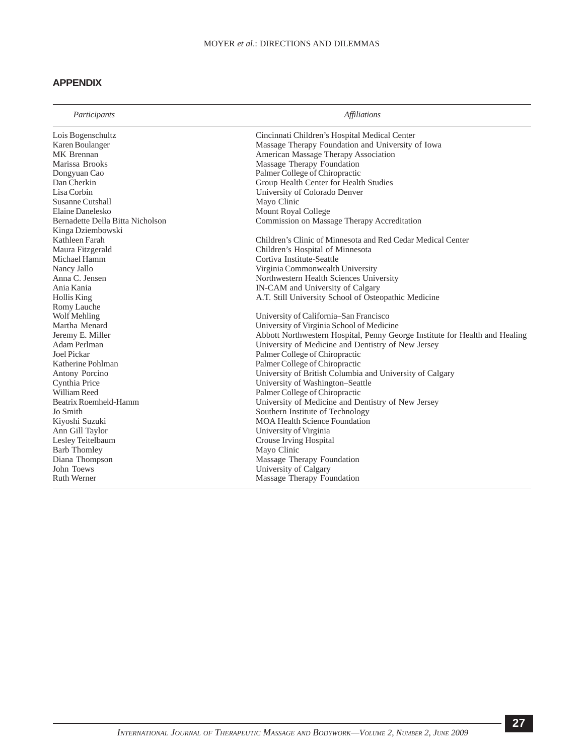## APPENDIX

| *Participants* | *Affiliations* |
|---|---|
| Lois Bogenschultz | Cincinnati Children's Hospital Medical Center |
| Karen Boulanger | Massage Therapy Foundation and University of Iowa |
| MK Brennan | American Massage Therapy Association |
| Marissa Brooks | Massage Therapy Foundation |
| Dongyuan Cao | Palmer College of Chiropractic |
| Dan Cherkin | Group Health Center for Health Studies |
| Lisa Corbin | University of Colorado Denver |
| Susanne Cutshall | Mayo Clinic |
| Elaine Danelesko | Mount Royal College |
| Bernadette Della Bitta Nicholson | Commission on Massage Therapy Accreditation |
| Kinga Dziembowski | |
| Kathleen Farah | Children's Clinic of Minnesota and Red Cedar Medical Center |
| Maura Fitzgerald | Children's Hospital of Minnesota |
| Michael Hamm | Cortiva Institute-Seattle |
| Nancy Jallo | Virginia Commonwealth University |
| Anna C. Jensen | Northwestern Health Sciences University |
| Ania Kania | IN-CAM and University of Calgary |
| Hollis King | A.T. Still University School of Osteopathic Medicine |
| Romy Lauche | |
| Wolf Mehling | University of California–San Francisco |
| Martha Menard | University of Virginia School of Medicine |
| Jeremy E. Miller | Abbott Northwestern Hospital, Penny George Institute for Health and Healing |
| Adam Perlman | University of Medicine and Dentistry of New Jersey |
| Joel Pickar | Palmer College of Chiropractic |
| Katherine Pohlman | Palmer College of Chiropractic |
| Antony Porcino | University of British Columbia and University of Calgary |
| Cynthia Price | University of Washington–Seattle |
| William Reed | Palmer College of Chiropractic |
| Beatrix Roemheld-Hamm | University of Medicine and Dentistry of New Jersey |
| Jo Smith | Southern Institute of Technology |
| Kiyoshi Suzuki | MOA Health Science Foundation |
| Ann Gill Taylor | University of Virginia |
| Lesley Teitelbaum | Crouse Irving Hospital |
| Barb Thomley | Mayo Clinic |
| Diana Thompson | Massage Therapy Foundation |
| John Toews | University of Calgary |
| Ruth Werner | Massage Therapy Foundation |